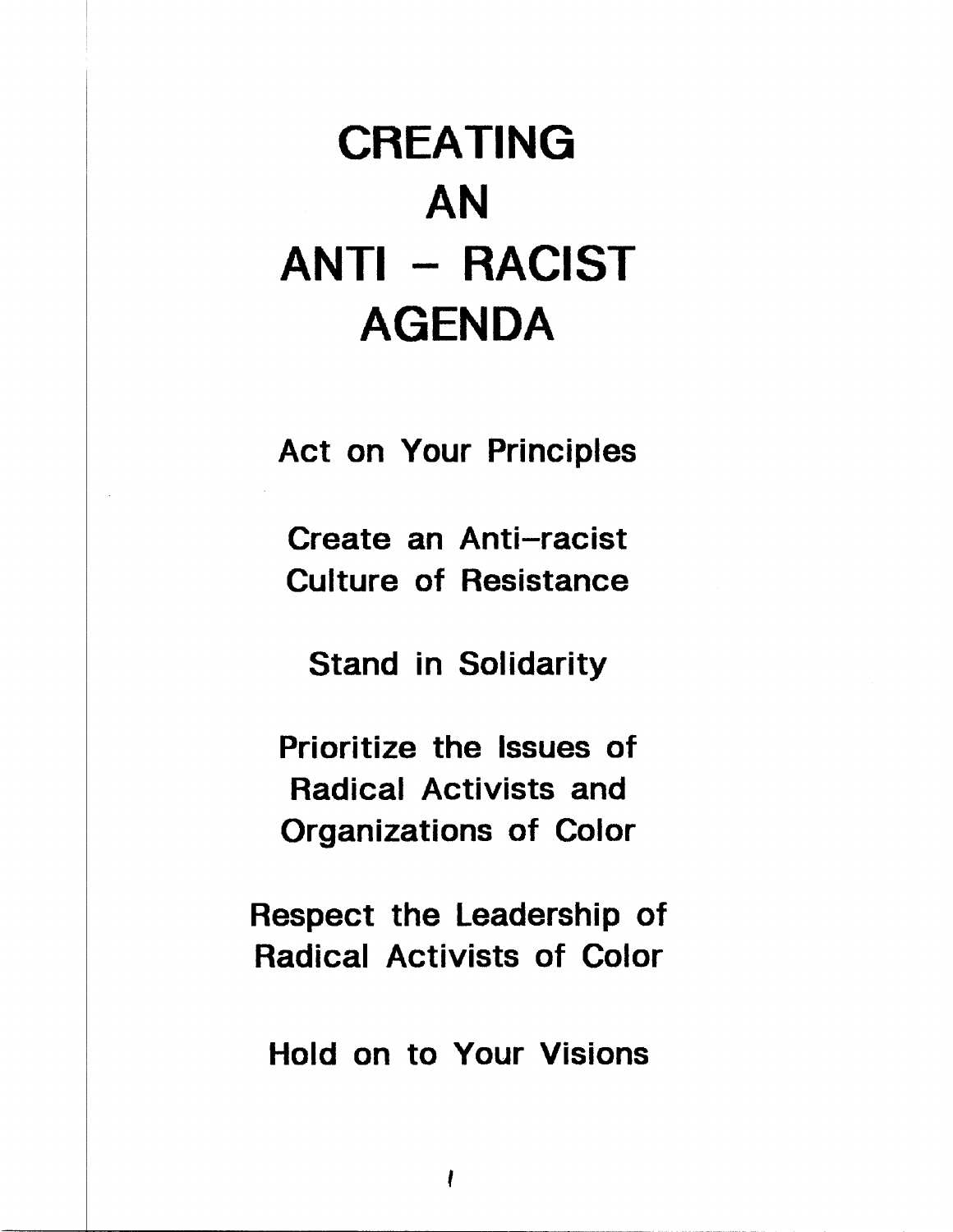# CREATING AN ANTI – RACIST AGENDA

Act on Your Principles

Create an Anti–racist Culture of Resistance

Stand in Solidarity

Prioritize the Issues of Radical Activists and Organizations of Color

Respect the Leadership of Radical Activists of Color

Hold on to Your Visions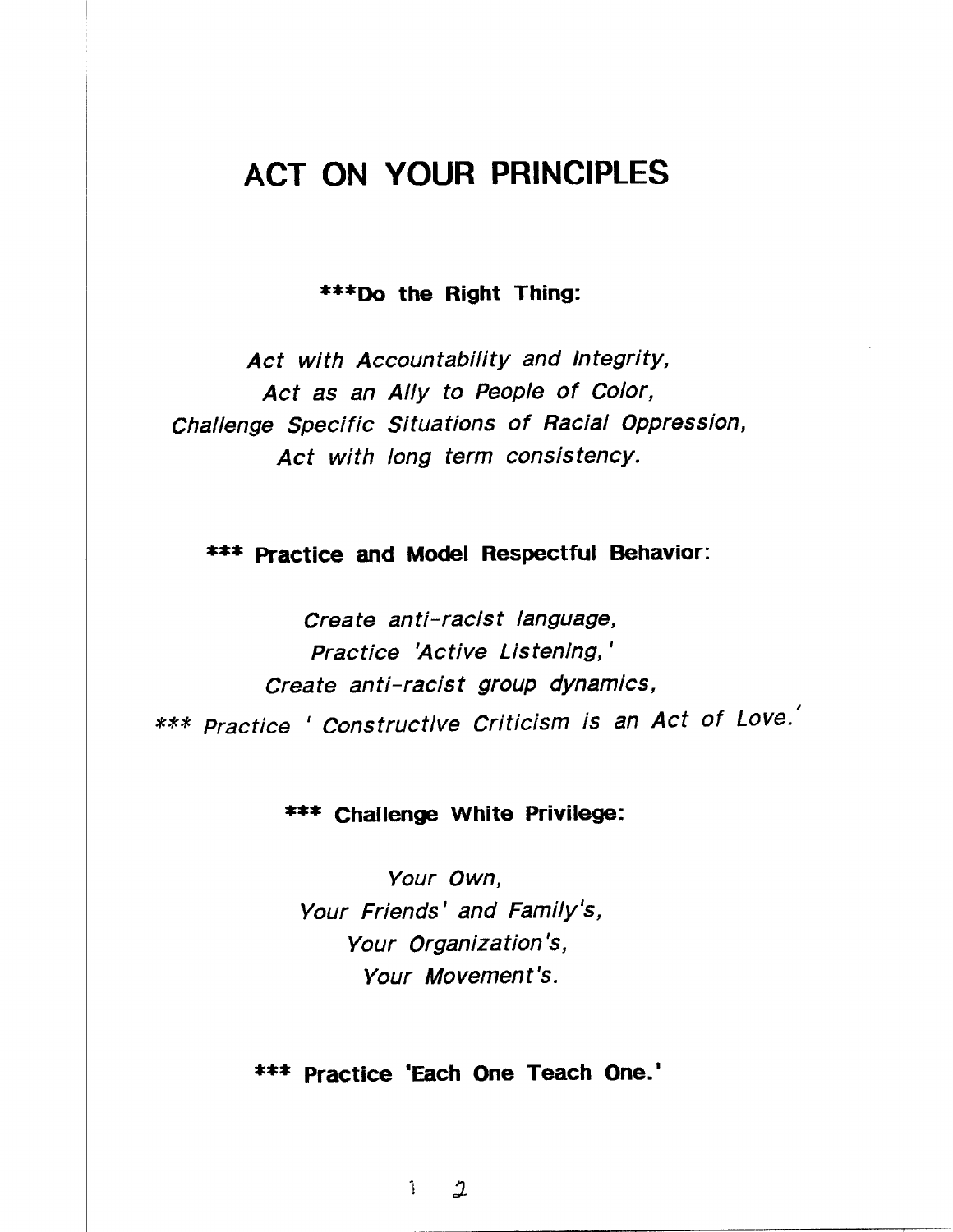# ACT ON YOUR PRINCIPLES

**\*\*\*Do the Right Thing:**

*Act with Accountability and Integrity,*
*Act as an Ally to People of Color,*
*Challenge Specific Situations of Racial Oppression,*
*Act with long term consistency.*

**\*\*\* Practice and Model Respectful Behavior:**

*Create anti-racist language,*
*Practice 'Active Listening,'*
*Create anti-racist group dynamics,*
*\*\*\* Practice ' Constructive Criticism is an Act of Love.'*

**\*\*\* Challenge White Privilege:**

*Your Own,*
*Your Friends' and Family's,*
*Your Organization's,*
*Your Movement's.*

**\*\*\* Practice 'Each One Teach One.'**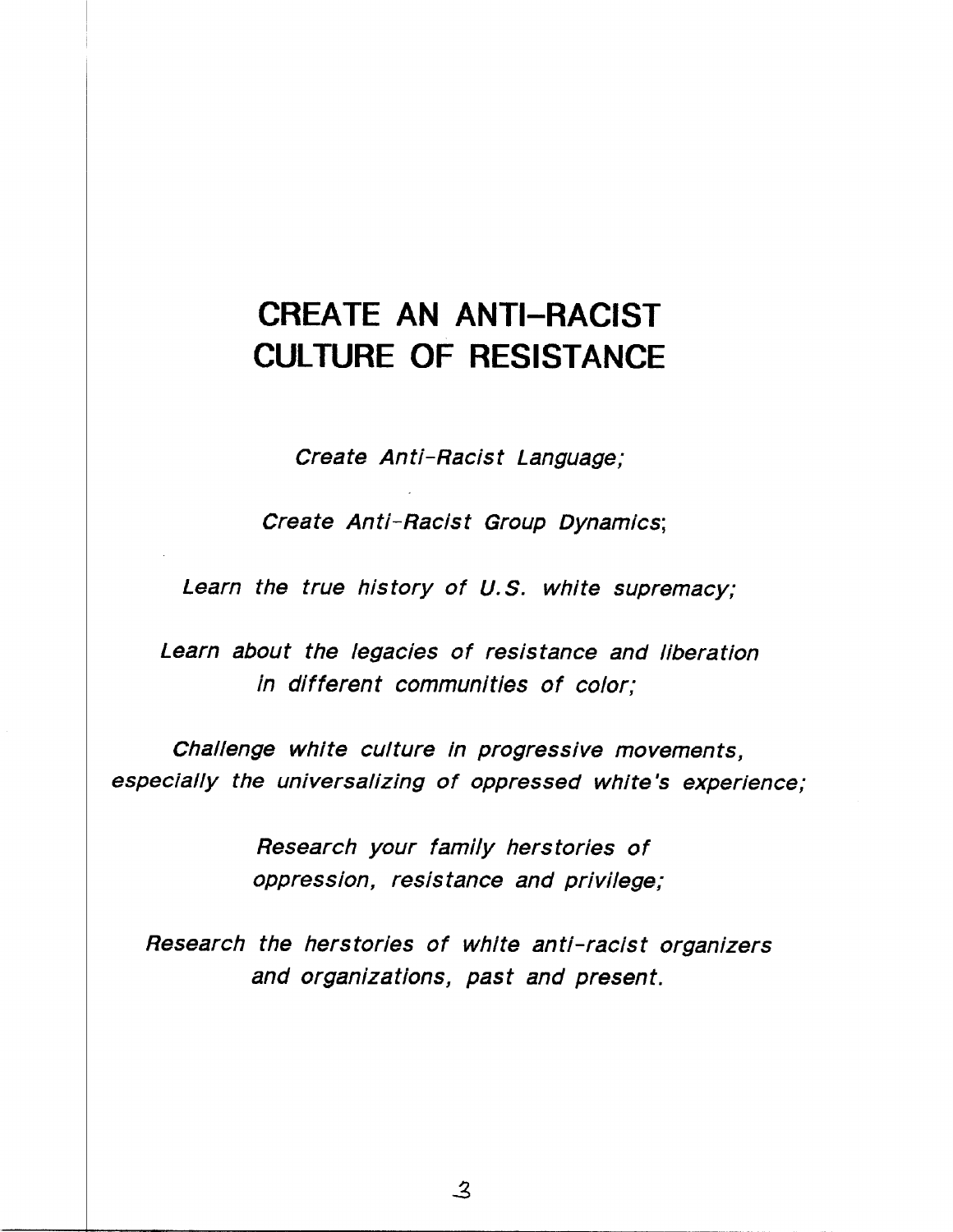# CREATE AN ANTI-RACIST CULTURE OF RESISTANCE

*Create Anti-Racist Language;*

*Create Anti-Racist Group Dynamics;*

*Learn the true history of U.S. white supremacy;*

*Learn about the legacies of resistance and liberation in different communities of color;*

*Challenge white culture in progressive movements, especially the universalizing of oppressed white's experience;*

*Research your family herstories of oppression, resistance and privilege;*

*Research the herstories of white anti-racist organizers and organizations, past and present.*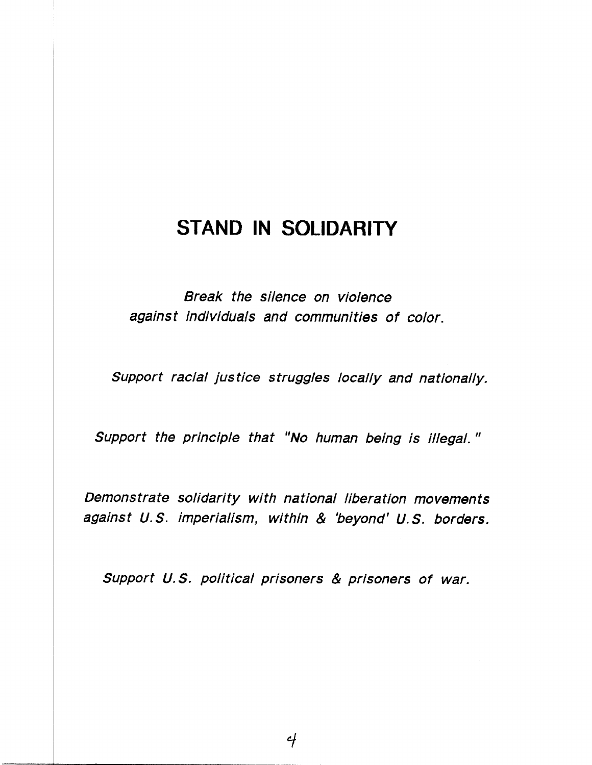## STAND IN SOLIDARITY

*Break the silence on violence against individuals and communities of color.*

*Support racial justice struggles locally and nationally.*

*Support the principle that "No human being is illegal."*

*Demonstrate solidarity with national liberation movements against U.S. imperialism, within & 'beyond' U.S. borders.*

*Support U.S. political prisoners & prisoners of war.*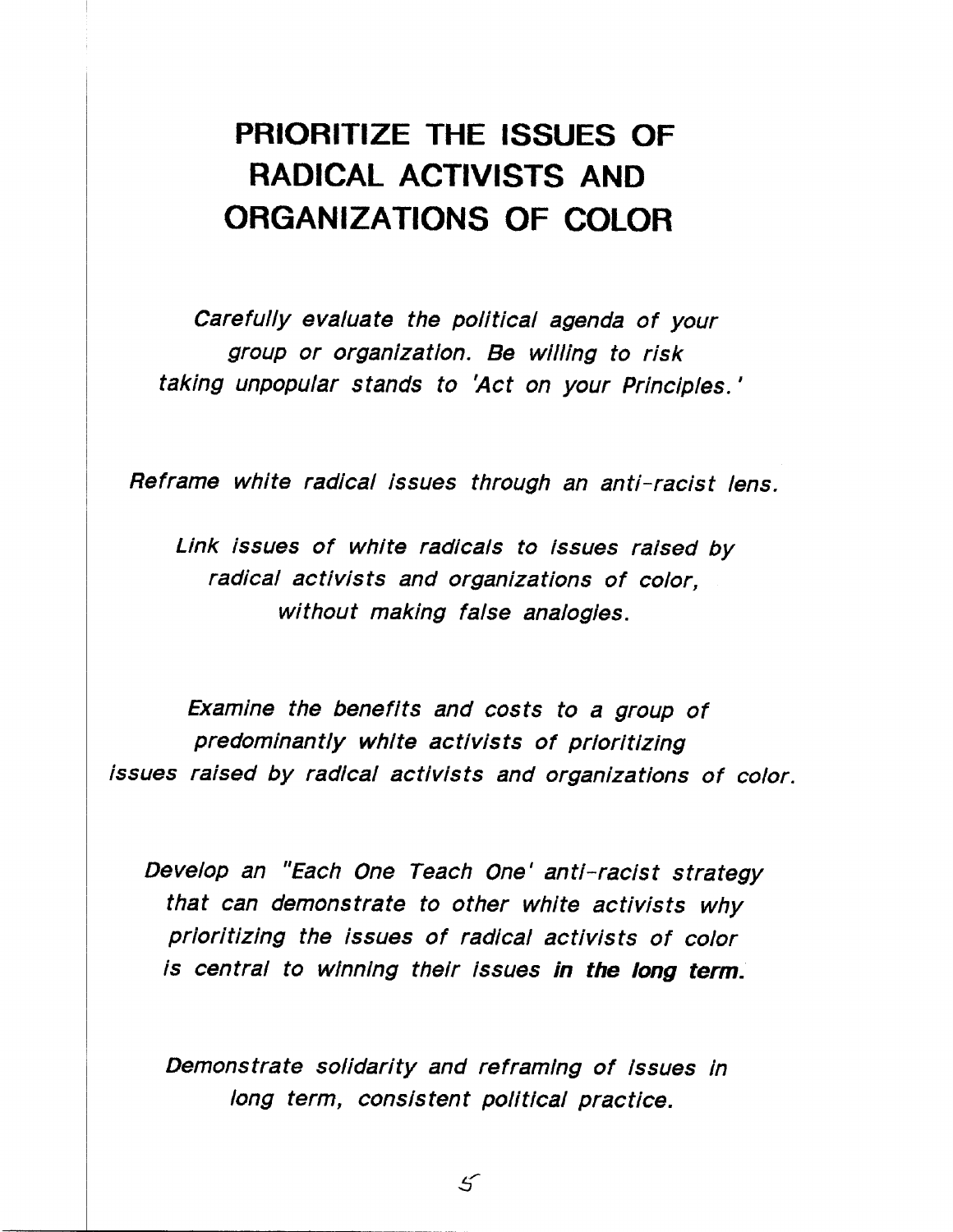# PRIORITIZE THE ISSUES OF RADICAL ACTIVISTS AND ORGANIZATIONS OF COLOR

*Carefully evaluate the political agenda of your group or organization. Be willing to risk taking unpopular stands to 'Act on your Principles.'*

*Reframe white radical issues through an anti-racist lens.*

*Link issues of white radicals to issues raised by radical activists and organizations of color, without making false analogies.*

*Examine the benefits and costs to a group of predominantly white activists of prioritizing issues raised by radical activists and organizations of color.*

*Develop an "Each One Teach One' anti-racist strategy that can demonstrate to other white activists why prioritizing the issues of radical activists of color is central to winning their issues* ***in the long term.***

*Demonstrate solidarity and reframing of issues in long term, consistent political practice.*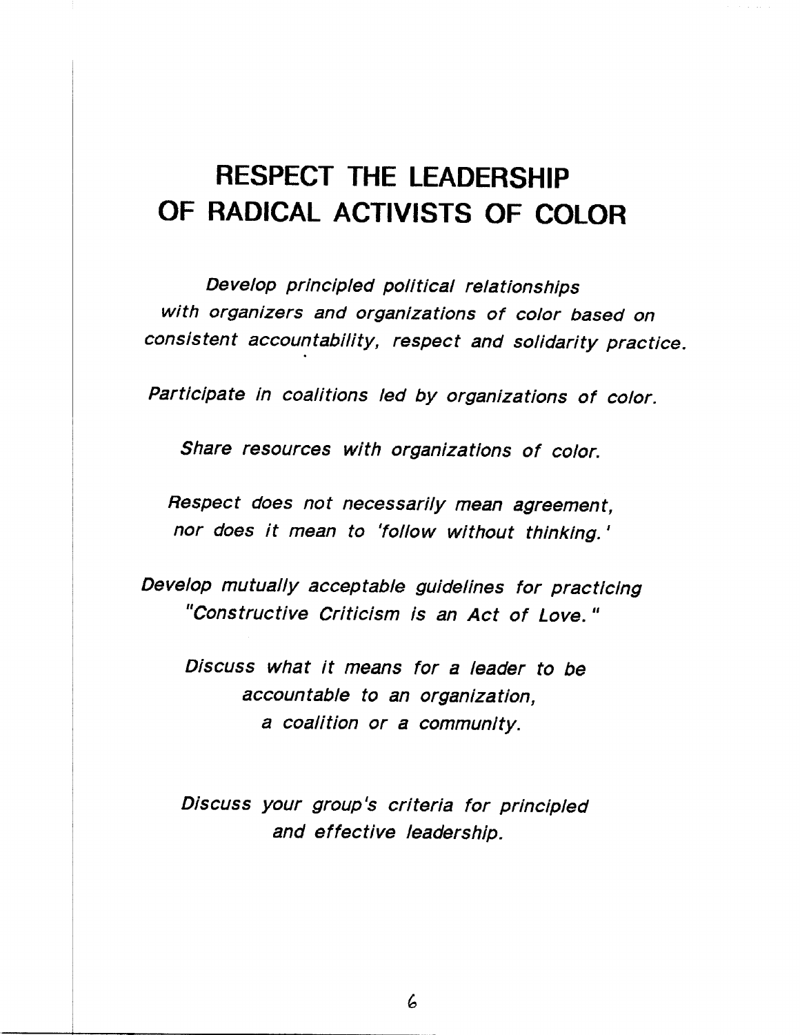# RESPECT THE LEADERSHIP OF RADICAL ACTIVISTS OF COLOR

*Develop principled political relationships with organizers and organizations of color based on consistent accountability, respect and solidarity practice.*

*Participate in coalitions led by organizations of color.*

*Share resources with organizations of color.*

*Respect does not necessarily mean agreement, nor does it mean to 'follow without thinking.'*

*Develop mutually acceptable guidelines for practicing "Constructive Criticism is an Act of Love."*

*Discuss what it means for a leader to be accountable to an organization, a coalition or a community.*

*Discuss your group's criteria for principled and effective leadership.*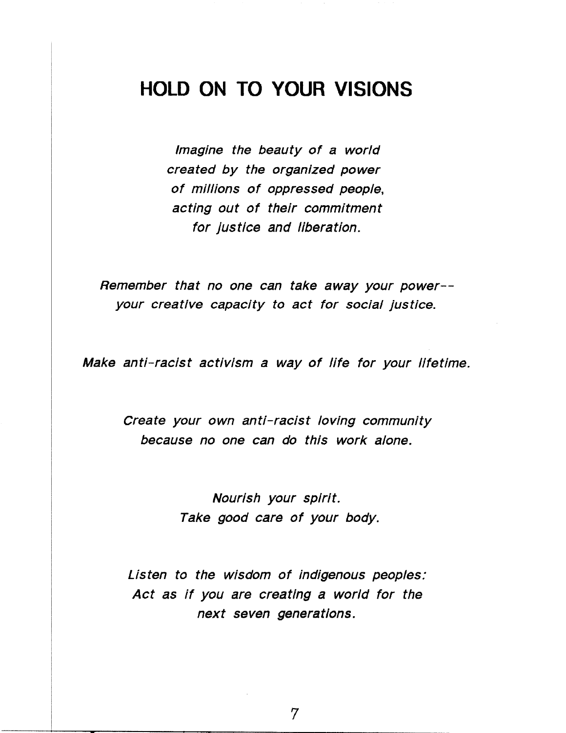# HOLD ON TO YOUR VISIONS

*Imagine the beauty of a world*
*created by the organized power*
*of millions of oppressed people,*
*acting out of their commitment*
*for justice and liberation.*

*Remember that no one can take away your power--*
*your creative capacity to act for social justice.*

*Make anti-racist activism a way of life for your lifetime.*

*Create your own anti-racist loving community*
*because no one can do this work alone.*

*Nourish your spirit.*
*Take good care of your body.*

*Listen to the wisdom of indigenous peoples:*
*Act as if you are creating a world for the*
*next seven generations.*